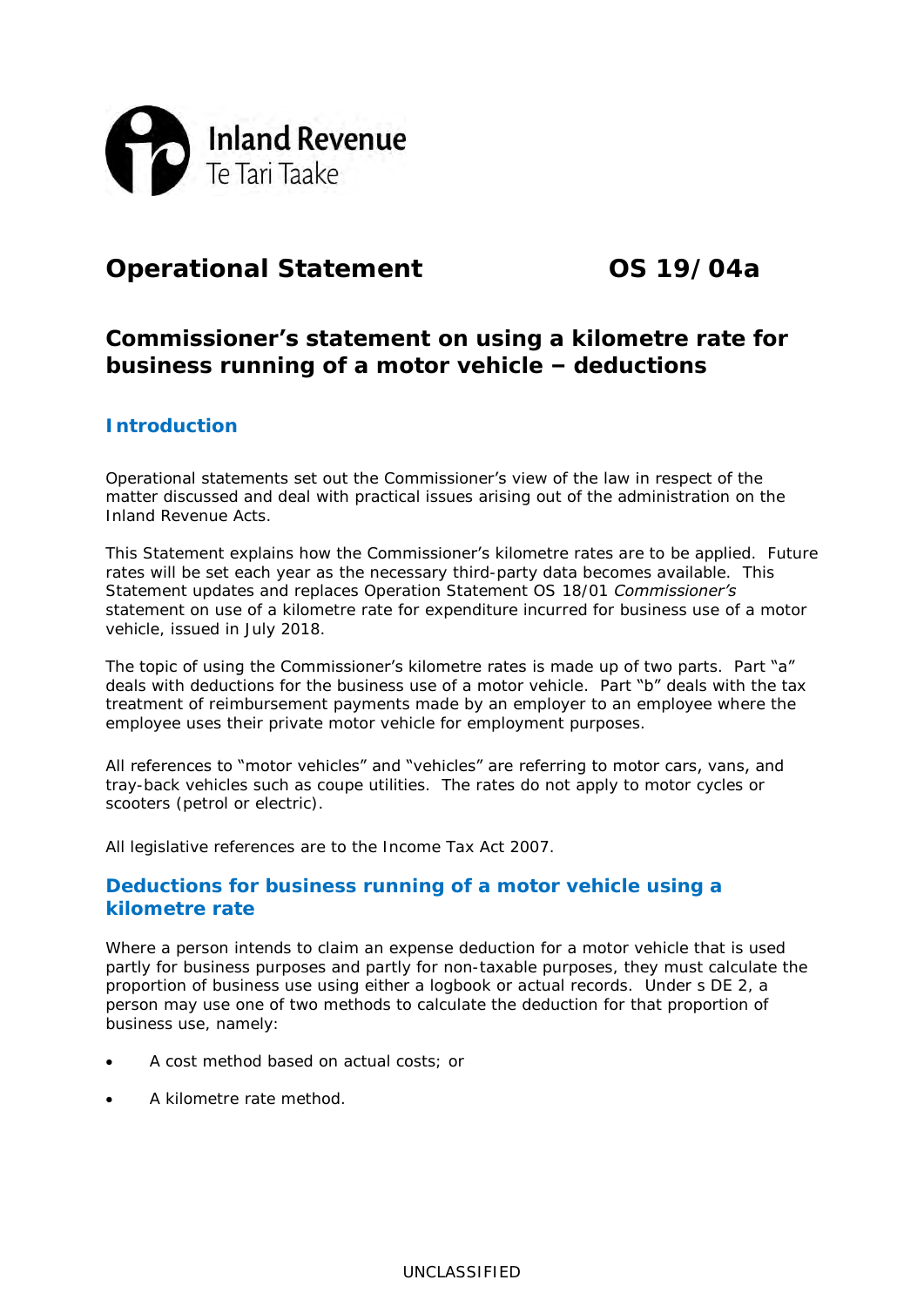# Operational Statement OS 19/04a

## Commissioner's statement on using a kilometre rate for business running of a motor vehicle – deductions

### Introduction

Operational statements set out the Commissioner's view of the law in respect of the matter discussed and deal with practical issues arising out of the administration on the Inland Revenue Acts.

This Statement explains how the Commissioner's kilometre rates are to be applied. Future rates will be set each year as the necessary third-party data becomes available. This Statement updates and replaces Operation Statement OS 18/01 *Commissioner's* statement on use of a kilometre rate for expenditure incurred for business use of a motor vehicle, issued in July 2018.

The topic of using the Commissioner's kilometre rates is made up of two parts. Part "a" deals with deductions for the business use of a motor vehicle. Part "b" deals with the tax treatment of reimbursement payments made by an employer to an employee where the employee uses their private motor vehicle for employment purposes.

All references to "motor vehicles" and "vehicles" are referring to motor cars, vans, and tray-back vehicles such as coupe utilities. The rates do not apply to motor cycles or scooters (petrol or electric).

All legislative references are to the Income Tax Act 2007.

### Deductions for business running of a motor vehicle using a kilometre rate

Where a person intends to claim an expense deduction for a motor vehicle that is used partly for business purposes and partly for non-taxable purposes, they must calculate the proportion of business use using either a logbook or actual records. Under s DE 2, a person may use one of two methods to calculate the deduction for that proportion of business use, namely:

- A cost method based on actual costs; or
- A kilometre rate method.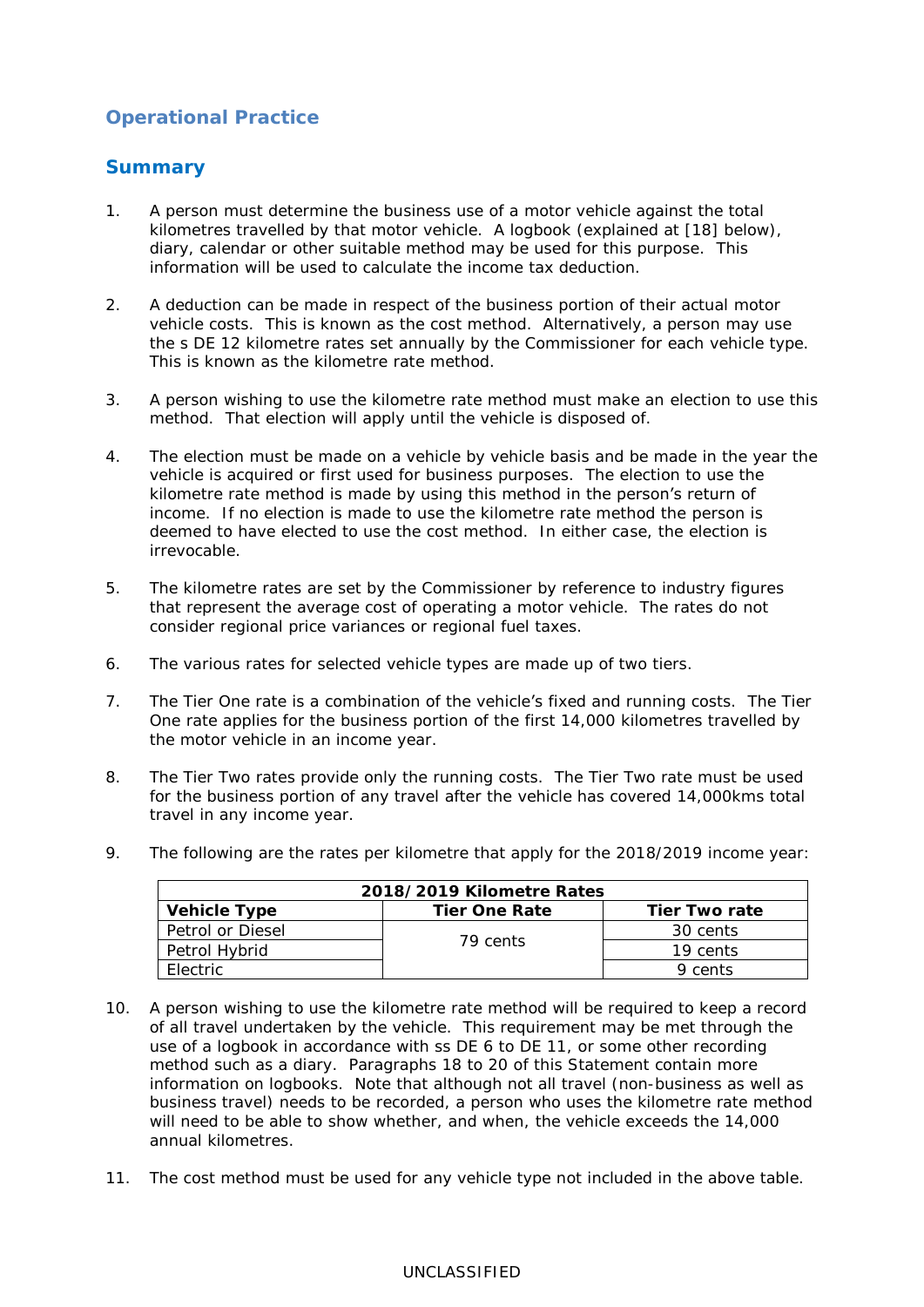## Operational Practice

## Summary

1. A person must determine the business use of a motor vehicle against the total kilometres travelled by that motor vehicle. A logbook (explained at [18] below), diary, calendar or other suitable method may be used for this purpose. This information will be used to calculate the income tax deduction.

2. A deduction can be made in respect of the business portion of their actual motor vehicle costs. This is known as the cost method. Alternatively, a person may use the s DE 12 kilometre rates set annually by the Commissioner for each vehicle type. This is known as the kilometre rate method.

3. A person wishing to use the kilometre rate method must make an election to use this method. That election will apply until the vehicle is disposed of.

4. The election must be made on a vehicle by vehicle basis and be made in the year the vehicle is acquired or first used for business purposes. The election to use the kilometre rate method is made by using this method in the person's return of income. If no election is made to use the kilometre rate method the person is deemed to have elected to use the cost method. In either case, the election is irrevocable.

5. The kilometre rates are set by the Commissioner by reference to industry figures that represent the average cost of operating a motor vehicle. The rates do not consider regional price variances or regional fuel taxes.

6. The various rates for selected vehicle types are made up of two tiers.

7. The Tier One rate is a combination of the vehicle's fixed and running costs. The Tier One rate applies for the business portion of the first 14,000 kilometres travelled by the motor vehicle in an income year.

8. The Tier Two rates provide only the running costs. The Tier Two rate must be used for the business portion of any travel after the vehicle has covered 14,000kms total travel in any income year.

9. The following are the rates per kilometre that apply for the 2018/2019 income year:

| 2018/2019 Kilometre Rates | | |
|---|---|---|
| **Vehicle Type** | **Tier One Rate** | **Tier Two rate** |
| Petrol or Diesel | 79 cents | 30 cents |
| Petrol Hybrid | | 19 cents |
| Electric | | 9 cents |

10. A person wishing to use the kilometre rate method will be required to keep a record of all travel undertaken by the vehicle. This requirement may be met through the use of a logbook in accordance with ss DE 6 to DE 11, or some other recording method such as a diary. Paragraphs 18 to 20 of this Statement contain more information on logbooks. Note that although not all travel (non-business as well as business travel) needs to be recorded, a person who uses the kilometre rate method will need to be able to show whether, and when, the vehicle exceeds the 14,000 annual kilometres.

11. The cost method must be used for any vehicle type not included in the above table.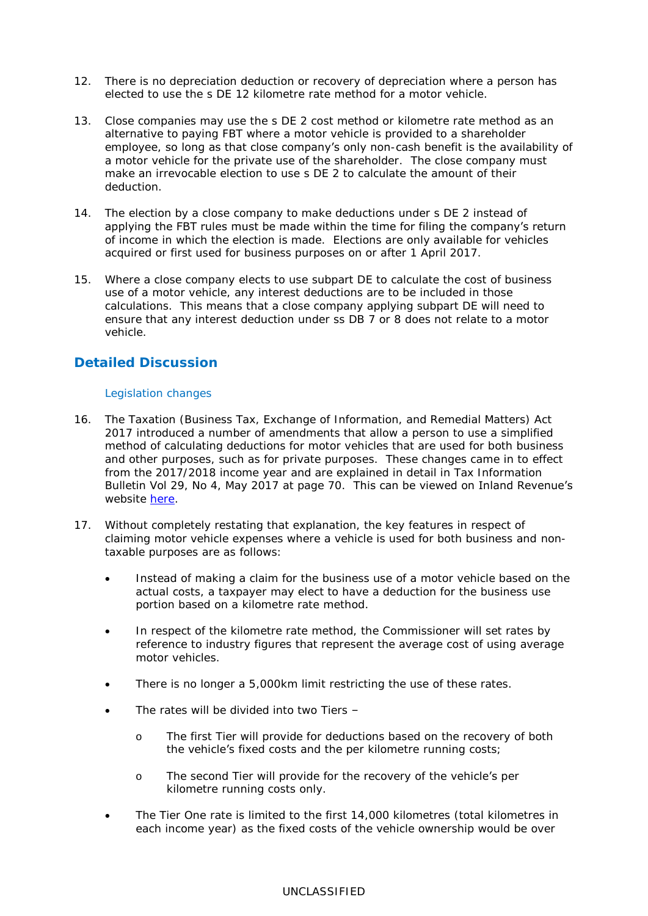12. There is no depreciation deduction or recovery of depreciation where a person has elected to use the s DE 12 kilometre rate method for a motor vehicle.

13. Close companies may use the s DE 2 cost method or kilometre rate method as an alternative to paying FBT where a motor vehicle is provided to a shareholder employee, so long as that close company's only non-cash benefit is the availability of a motor vehicle for the private use of the shareholder. The close company must make an irrevocable election to use s DE 2 to calculate the amount of their deduction.

14. The election by a close company to make deductions under s DE 2 instead of applying the FBT rules must be made within the time for filing the company's return of income in which the election is made. Elections are only available for vehicles acquired or first used for business purposes on or after 1 April 2017.

15. Where a close company elects to use subpart DE to calculate the cost of business use of a motor vehicle, any interest deductions are to be included in those calculations. This means that a close company applying subpart DE will need to ensure that any interest deduction under ss DB 7 or 8 does not relate to a motor vehicle.

## Detailed Discussion

### Legislation changes

16. The Taxation (Business Tax, Exchange of Information, and Remedial Matters) Act 2017 introduced a number of amendments that allow a person to use a simplified method of calculating deductions for motor vehicles that are used for both business and other purposes, such as for private purposes. These changes came in to effect from the 2017/2018 income year and are explained in detail in Tax Information Bulletin Vol 29, No 4, May 2017 at page 70. This can be viewed on Inland Revenue's website here.

17. Without completely restating that explanation, the key features in respect of claiming motor vehicle expenses where a vehicle is used for both business and non-taxable purposes are as follows:

    - Instead of making a claim for the business use of a motor vehicle based on the actual costs, a taxpayer may elect to have a deduction for the business use portion based on a kilometre rate method.
    - In respect of the kilometre rate method, the Commissioner will set rates by reference to industry figures that represent the average cost of using average motor vehicles.
    - There is no longer a 5,000km limit restricting the use of these rates.
    - The rates will be divided into two Tiers –
        - The first Tier will provide for deductions based on the recovery of both the vehicle's fixed costs and the per kilometre running costs;
        - The second Tier will provide for the recovery of the vehicle's per kilometre running costs only.
    - The Tier One rate is limited to the first 14,000 kilometres (total kilometres in each income year) as the fixed costs of the vehicle ownership would be over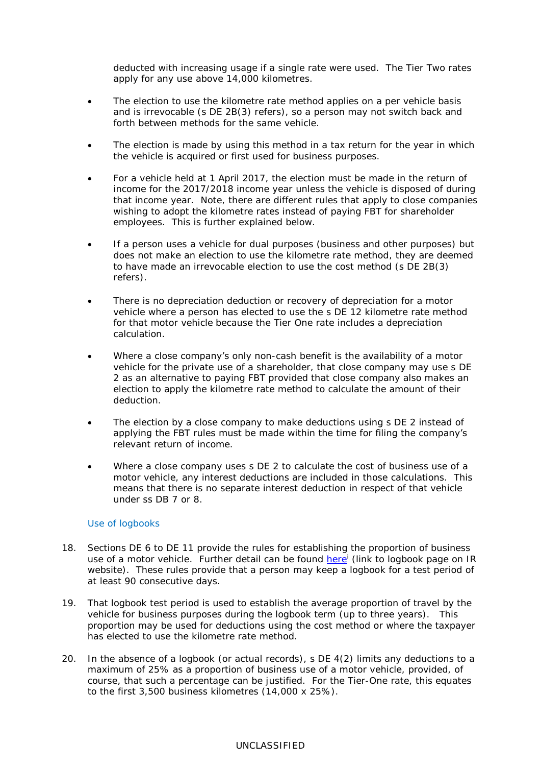deducted with increasing usage if a single rate were used. The Tier Two rates apply for any use above 14,000 kilometres.

- The election to use the kilometre rate method applies on a per vehicle basis and is irrevocable (s DE 2B(3) refers), so a person may not switch back and forth between methods for the same vehicle.
- The election is made by using this method in a tax return for the year in which the vehicle is acquired or first used for business purposes.
- For a vehicle held at 1 April 2017, the election must be made in the return of income for the 2017/2018 income year unless the vehicle is disposed of during that income year. Note, there are different rules that apply to close companies wishing to adopt the kilometre rates instead of paying FBT for shareholder employees. This is further explained below.
- If a person uses a vehicle for dual purposes (business and other purposes) but does not make an election to use the kilometre rate method, they are deemed to have made an irrevocable election to use the cost method (s DE 2B(3) refers).
- There is no depreciation deduction or recovery of depreciation for a motor vehicle where a person has elected to use the s DE 12 kilometre rate method for that motor vehicle because the Tier One rate includes a depreciation calculation.
- Where a close company's only non-cash benefit is the availability of a motor vehicle for the private use of a shareholder, that close company may use s DE 2 as an alternative to paying FBT provided that close company also makes an election to apply the kilometre rate method to calculate the amount of their deduction.
- The election by a close company to make deductions using s DE 2 instead of applying the FBT rules must be made within the time for filing the company's relevant return of income.
- Where a close company uses s DE 2 to calculate the cost of business use of a motor vehicle, any interest deductions are included in those calculations. This means that there is no separate interest deduction in respect of that vehicle under ss DB 7 or 8.

### Use of logbooks

18. Sections DE 6 to DE 11 provide the rules for establishing the proportion of business use of a motor vehicle. Further detail can be found here[i] (link to logbook page on IR website). These rules provide that a person may keep a logbook for a test period of at least 90 consecutive days.

19. That logbook test period is used to establish the average proportion of travel by the vehicle for business purposes during the logbook term (up to three years). This proportion may be used for deductions using the cost method or where the taxpayer has elected to use the kilometre rate method.

20. In the absence of a logbook (or actual records), s DE 4(2) limits any deductions to a maximum of 25% as a proportion of business use of a motor vehicle, provided, of course, that such a percentage can be justified. For the Tier-One rate, this equates to the first 3,500 business kilometres (14,000 x 25%).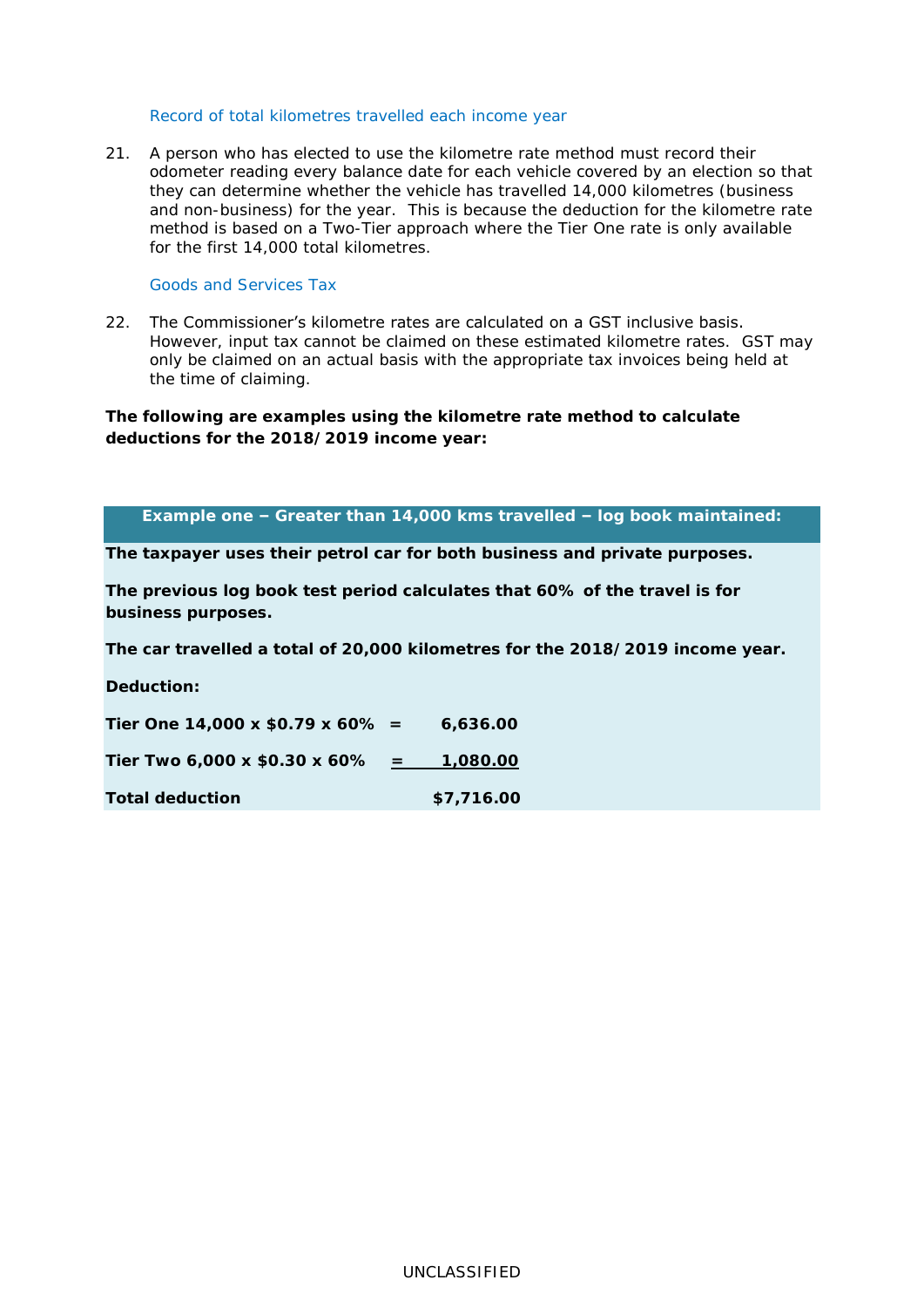### Record of total kilometres travelled each income year

21. A person who has elected to use the kilometre rate method must record their odometer reading every balance date for each vehicle covered by an election so that they can determine whether the vehicle has travelled 14,000 kilometres (business and non-business) for the year. This is because the deduction for the kilometre rate method is based on a Two-Tier approach where the Tier One rate is only available for the first 14,000 total kilometres.

### Goods and Services Tax

22. The Commissioner's kilometre rates are calculated on a GST inclusive basis. However, input tax cannot be claimed on these estimated kilometre rates. GST may only be claimed on an actual basis with the appropriate tax invoices being held at the time of claiming.

**The following are examples using the kilometre rate method to calculate deductions for the 2018/2019 income year:**

**Example one – Greater than 14,000 kms travelled – log book maintained:**

**The taxpayer uses their petrol car for both business and private purposes.**

**The previous log book test period calculates that 60% of the travel is for business purposes.**

**The car travelled a total of 20,000 kilometres for the 2018/2019 income year.**

**Deduction:**

| | | |
|---|---|---|
| **Tier One 14,000 x $0.79 x 60%** | **=** | **6,636.00** |
| **Tier Two 6,000 x $0.30 x 60%** | **=** | **1,080.00** |
| **Total deduction** | | **$7,716.00** |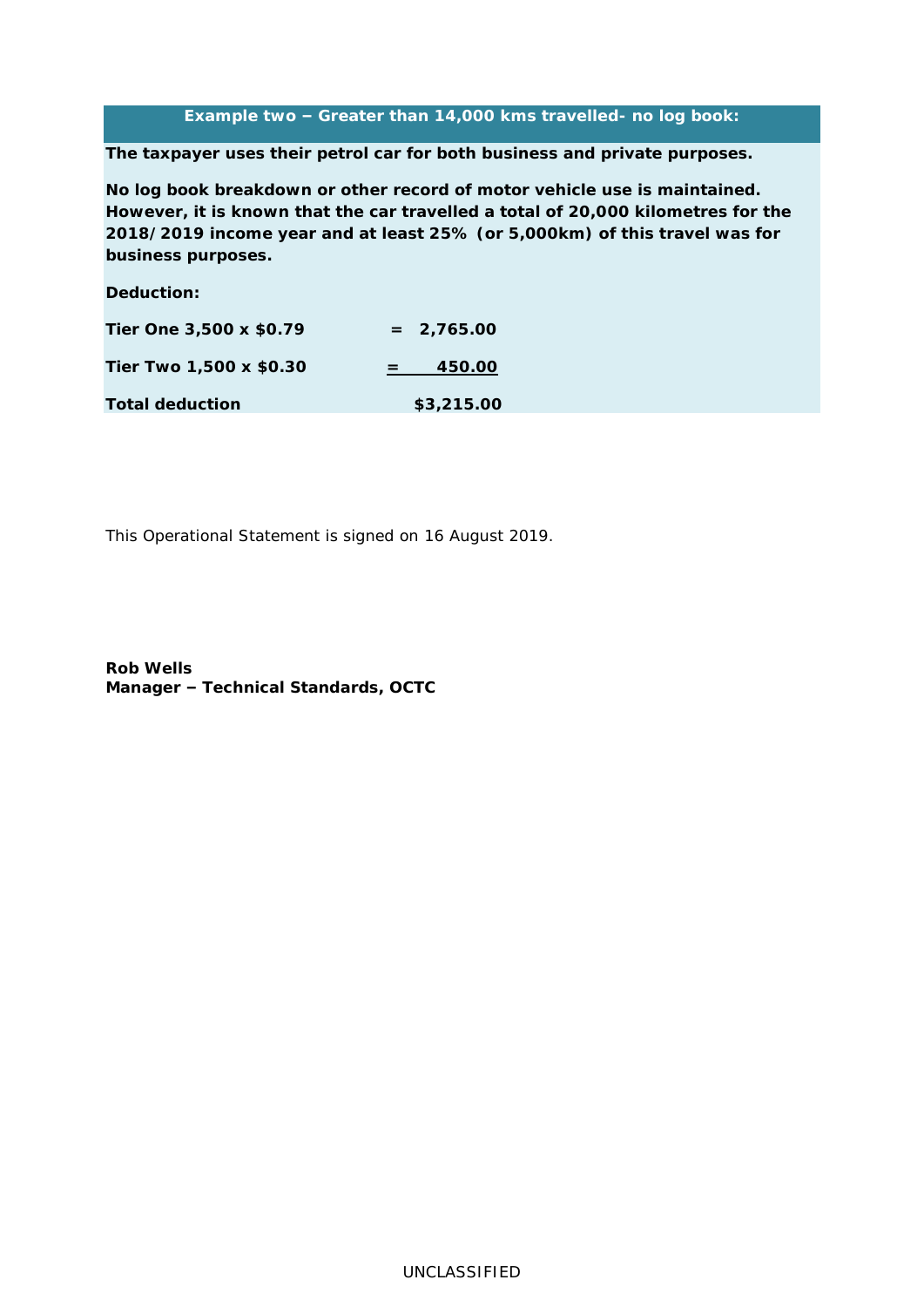**Example two ‒ Greater than 14,000 kms travelled- no log book:**

**The taxpayer uses their petrol car for both business and private purposes.**

**No log book breakdown or other record of motor vehicle use is maintained. However, it is known that the car travelled a total of 20,000 kilometres for the 2018/2019 income year and at least 25% (or 5,000km) of this travel was for business purposes.**

**Deduction:**

| | |
|---|---|
| **Tier One 3,500 x $0.79** | **= 2,765.00** |
| **Tier Two 1,500 x $0.30** | **= 450.00** |
| **Total deduction** | **$3,215.00** |

This Operational Statement is signed on 16 August 2019.

**Rob Wells**
**Manager ‒ Technical Standards, OCTC**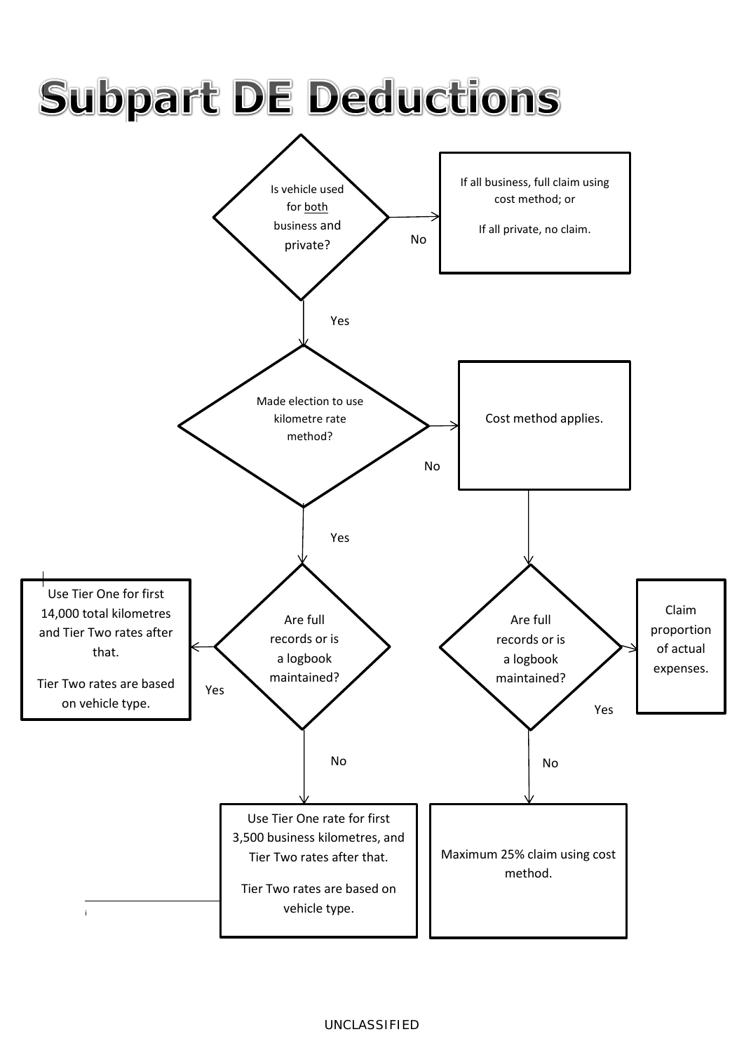# Subpart DE Deductions

Is vehicle used for both business and private?

No

If all business, full claim using cost method; or

If all private, no claim.

Yes

Made election to use kilometre rate method?

No

Cost method applies.

Yes

Are full records or is a logbook maintained?

Yes

Use Tier One for first 14,000 total kilometres and Tier Two rates after that.

Tier Two rates are based on vehicle type.

No

Use Tier One rate for first 3,500 business kilometres, and Tier Two rates after that.

Tier Two rates are based on vehicle type.

Are full records or is a logbook maintained?

Yes

Claim proportion of actual expenses.

No

Maximum 25% claim using cost method.

UNCLASSIFIED